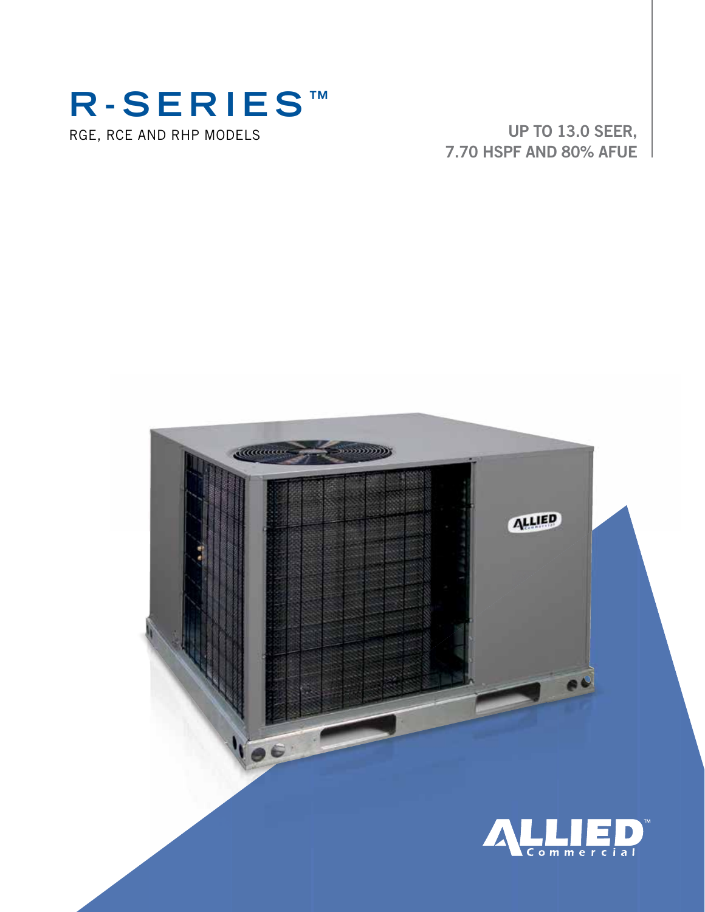# R-SERIES™

RGE, RCE AND RHP MODELS

**UP TO 13.0 SEER, 7.70 HSPF AND 80% AFUE**

ALLIED™ Commercial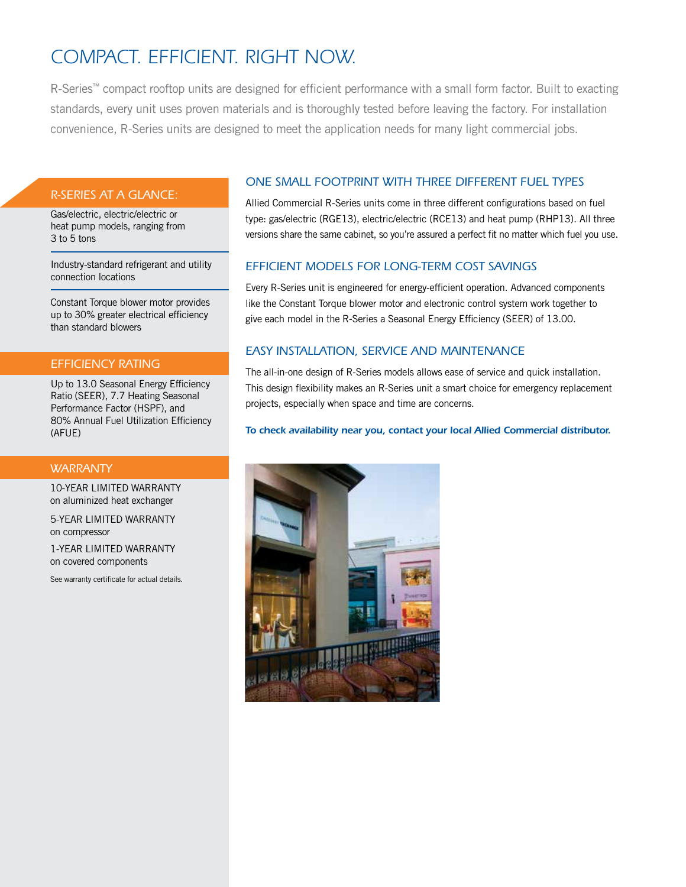# COMPACT. EFFICIENT. RIGHT NOW.

R-Series™ compact rooftop units are designed for efficient performance with a small form factor. Built to exacting standards, every unit uses proven materials and is thoroughly tested before leaving the factory. For installation convenience, R-Series units are designed to meet the application needs for many light commercial jobs.

## R-SERIES AT A GLANCE:

Gas/electric, electric/electric or heat pump models, ranging from 3 to 5 tons

Industry-standard refrigerant and utility connection locations

Constant Torque blower motor provides up to 30% greater electrical efficiency than standard blowers

## EFFICIENCY RATING

Up to 13.0 Seasonal Energy Efficiency Ratio (SEER), 7.7 Heating Seasonal Performance Factor (HSPF), and 80% Annual Fuel Utilization Efficiency (AFUE)

## WARRANTY

10-YEAR LIMITED WARRANTY
on aluminized heat exchanger

5-YEAR LIMITED WARRANTY
on compressor

1-YEAR LIMITED WARRANTY
on covered components

See warranty certificate for actual details.

## ONE SMALL FOOTPRINT WITH THREE DIFFERENT FUEL TYPES

Allied Commercial R-Series units come in three different configurations based on fuel type: gas/electric (RGE13), electric/electric (RCE13) and heat pump (RHP13). All three versions share the same cabinet, so you're assured a perfect fit no matter which fuel you use.

## EFFICIENT MODELS FOR LONG-TERM COST SAVINGS

Every R-Series unit is engineered for energy-efficient operation. Advanced components like the Constant Torque blower motor and electronic control system work together to give each model in the R-Series a Seasonal Energy Efficiency (SEER) of 13.00.

## EASY INSTALLATION, SERVICE AND MAINTENANCE

The all-in-one design of R-Series models allows ease of service and quick installation. This design flexibility makes an R-Series unit a smart choice for emergency replacement projects, especially when space and time are concerns.

***To check availability near you, contact your local Allied Commercial distributor.***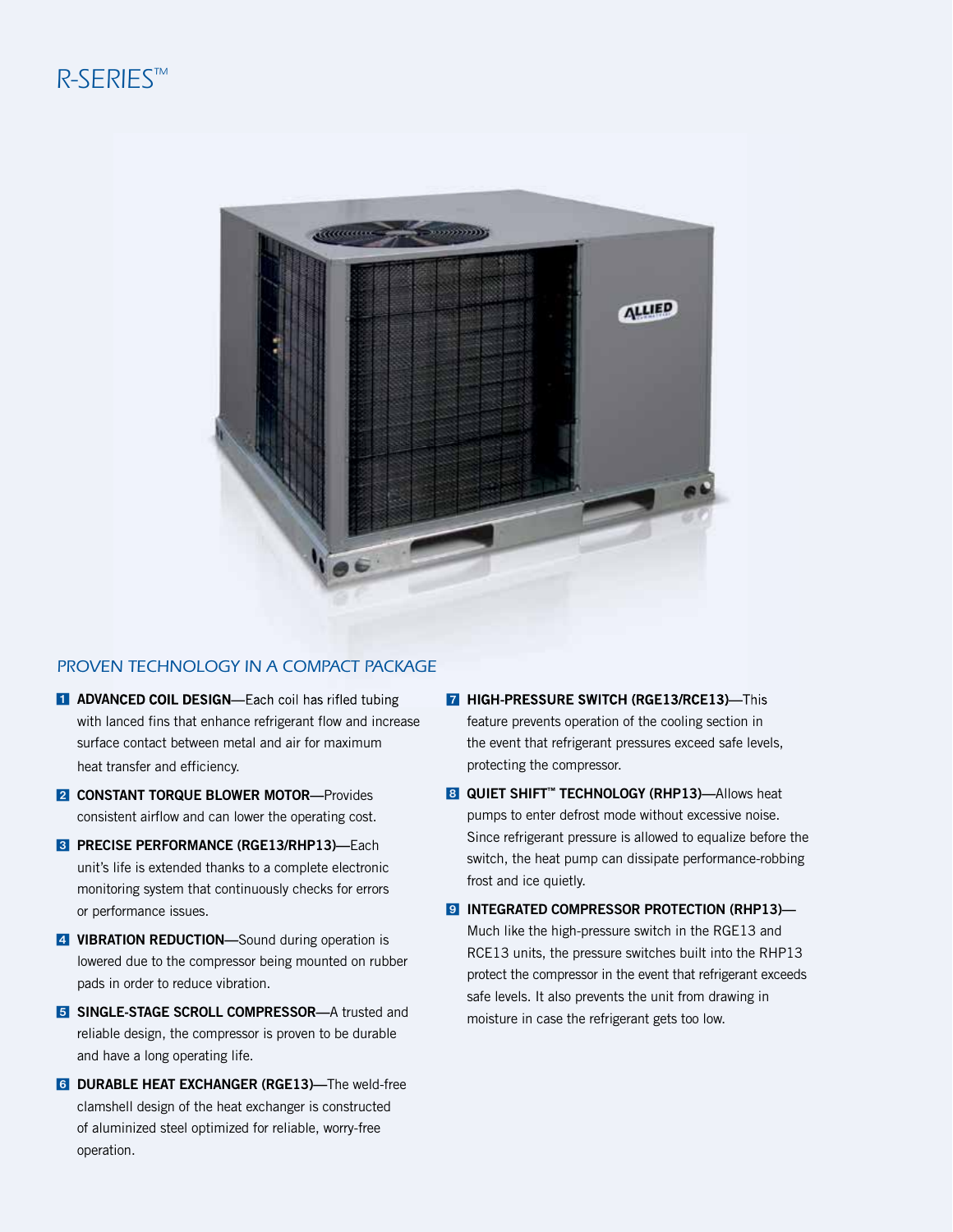# R-SERIES™

## PROVEN TECHNOLOGY IN A COMPACT PACKAGE

1. **ADVANCED COIL DESIGN**—Each coil has rifled tubing with lanced fins that enhance refrigerant flow and increase surface contact between metal and air for maximum heat transfer and efficiency.
2. **CONSTANT TORQUE BLOWER MOTOR**—Provides consistent airflow and can lower the operating cost.
3. **PRECISE PERFORMANCE (RGE13/RHP13)**—Each unit's life is extended thanks to a complete electronic monitoring system that continuously checks for errors or performance issues.
4. **VIBRATION REDUCTION**—Sound during operation is lowered due to the compressor being mounted on rubber pads in order to reduce vibration.
5. **SINGLE-STAGE SCROLL COMPRESSOR**—A trusted and reliable design, the compressor is proven to be durable and have a long operating life.
6. **DURABLE HEAT EXCHANGER (RGE13)**—The weld-free clamshell design of the heat exchanger is constructed of aluminized steel optimized for reliable, worry-free operation.
7. **HIGH-PRESSURE SWITCH (RGE13/RCE13)**—This feature prevents operation of the cooling section in the event that refrigerant pressures exceed safe levels, protecting the compressor.
8. **QUIET SHIFT™ TECHNOLOGY (RHP13)**—Allows heat pumps to enter defrost mode without excessive noise. Since refrigerant pressure is allowed to equalize before the switch, the heat pump can dissipate performance-robbing frost and ice quietly.
9. **INTEGRATED COMPRESSOR PROTECTION (RHP13)**—Much like the high-pressure switch in the RGE13 and RCE13 units, the pressure switches built into the RHP13 protect the compressor in the event that refrigerant exceeds safe levels. It also prevents the unit from drawing in moisture in case the refrigerant gets too low.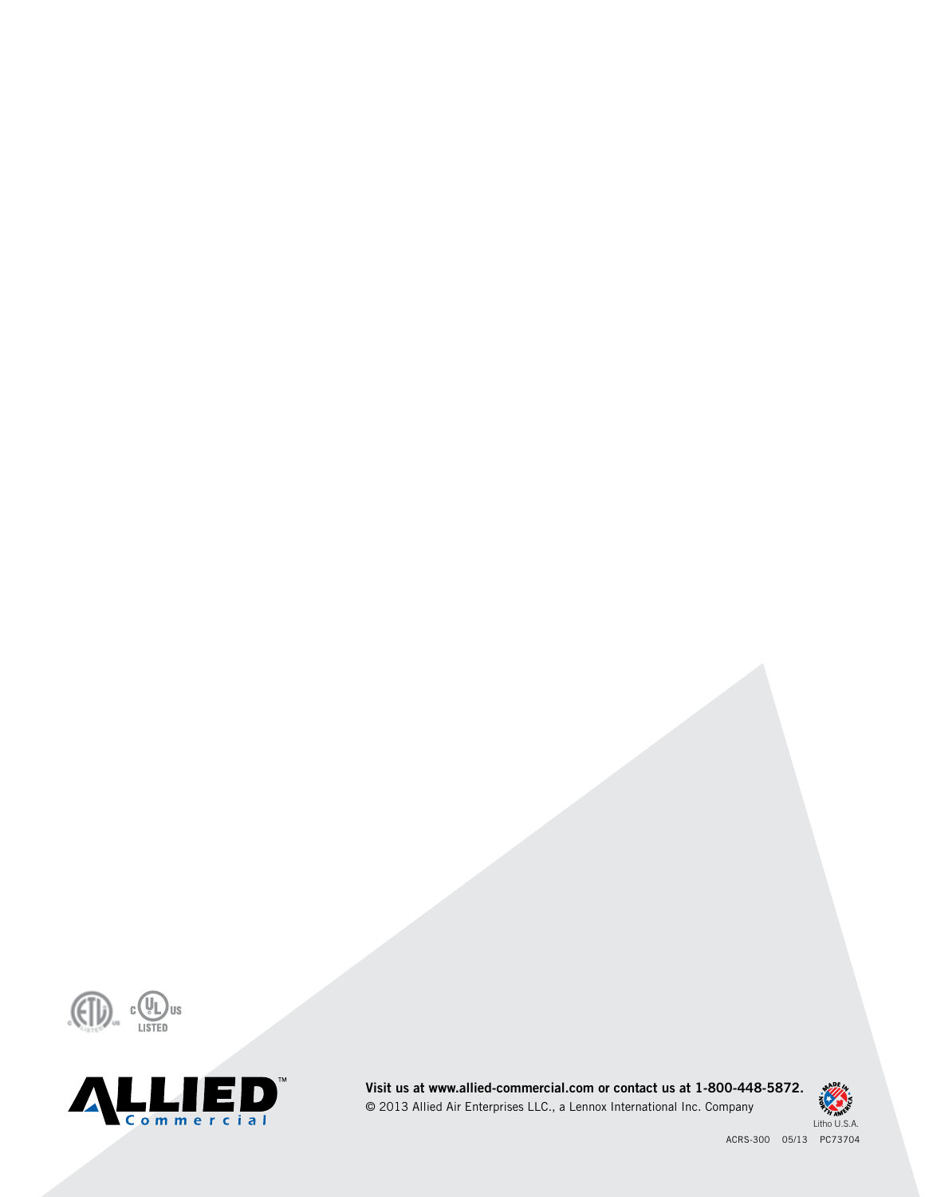**Visit us at www.allied-commercial.com or contact us at 1-800-448-5872.**

© 2013 Allied Air Enterprises LLC., a Lennox International Inc. Company

Litho U.S.A.

ACRS-300 05/13 PC73704